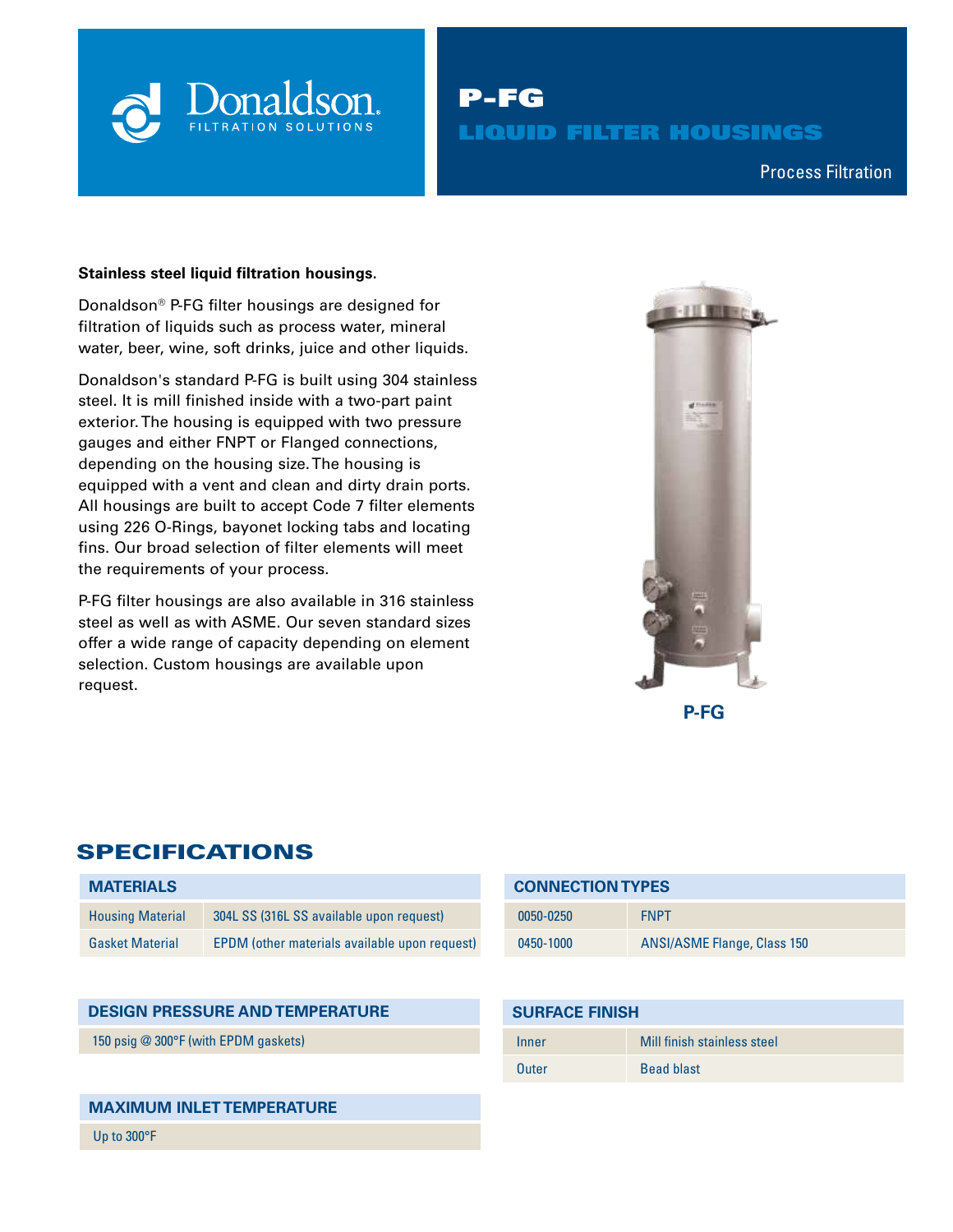Donaldson.
FILTRATION SOLUTIONS

# P-FG

## LIQUID FILTER HOUSINGS

Process Filtration

**Stainless steel liquid filtration housings.**

Donaldson® P-FG filter housings are designed for filtration of liquids such as process water, mineral water, beer, wine, soft drinks, juice and other liquids.

Donaldson's standard P-FG is built using 304 stainless steel. It is mill finished inside with a two-part paint exterior. The housing is equipped with two pressure gauges and either FNPT or Flanged connections, depending on the housing size. The housing is equipped with a vent and clean and dirty drain ports. All housings are built to accept Code 7 filter elements using 226 O-Rings, bayonet locking tabs and locating fins. Our broad selection of filter elements will meet the requirements of your process.

P-FG filter housings are also available in 316 stainless steel as well as with ASME. Our seven standard sizes offer a wide range of capacity depending on element selection. Custom housings are available upon request.

P-FG

## SPECIFICATIONS

| MATERIALS | |
|---|---|
| Housing Material | 304L SS (316L SS available upon request) |
| Gasket Material | EPDM (other materials available upon request) |

| CONNECTION TYPES | |
|---|---|
| 0050-0250 | FNPT |
| 0450-1000 | ANSI/ASME Flange, Class 150 |

| DESIGN PRESSURE AND TEMPERATURE |
|---|
| 150 psig @ 300°F (with EPDM gaskets) |

| SURFACE FINISH | |
|---|---|
| Inner | Mill finish stainless steel |
| Outer | Bead blast |

| MAXIMUM INLET TEMPERATURE |
|---|
| Up to 300°F |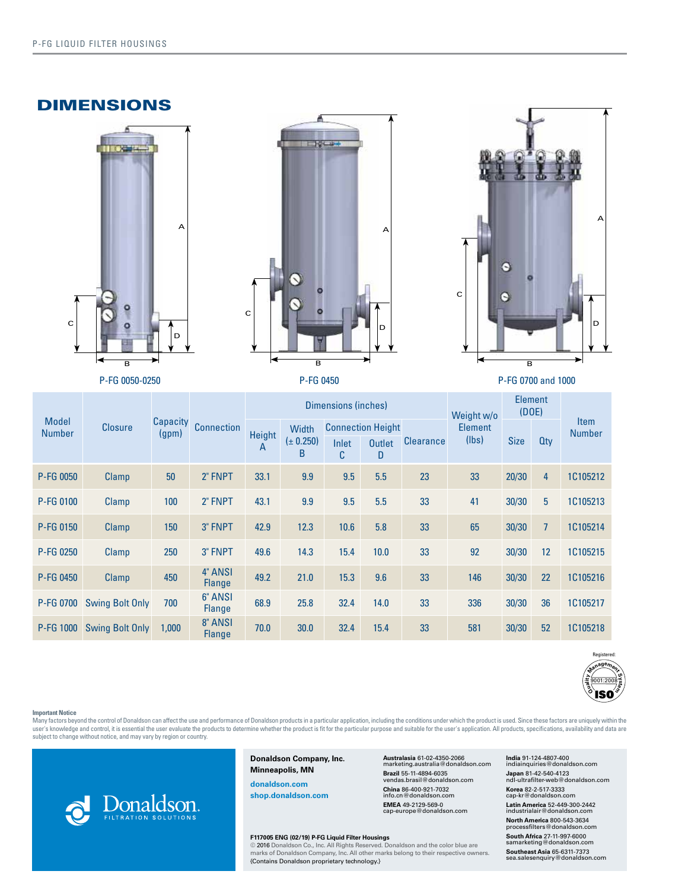## DIMENSIONS

A
C
D
B

P-FG 0050-0250

A
C
D
B

P-FG 0450

A
C
D
B

P-FG 0700 and 1000

| Model Number | Closure | Capacity (gpm) | Connection | Dimensions (inches) | | | | | Weight w/o Element (lbs) | Element (DOE) | | Item Number |
|---|---|---|---|---|---|---|---|---|---|---|---|---|
| | | | | Height A | Width (± 0.250) B | Connection Height | | Clearance | | Size | Qty | |
| | | | | | | Inlet C | Outlet D | | | | | |
| P-FG 0050 | Clamp | 50 | 2" FNPT | 33.1 | 9.9 | 9.5 | 5.5 | 23 | 33 | 20/30 | 4 | 1C105212 |
| P-FG 0100 | Clamp | 100 | 2" FNPT | 43.1 | 9.9 | 9.5 | 5.5 | 33 | 41 | 30/30 | 5 | 1C105213 |
| P-FG 0150 | Clamp | 150 | 3" FNPT | 42.9 | 12.3 | 10.6 | 5.8 | 33 | 65 | 30/30 | 7 | 1C105214 |
| P-FG 0250 | Clamp | 250 | 3" FNPT | 49.6 | 14.3 | 15.4 | 10.0 | 33 | 92 | 30/30 | 12 | 1C105215 |
| P-FG 0450 | Clamp | 450 | 4" ANSI Flange | 49.2 | 21.0 | 15.3 | 9.6 | 33 | 146 | 30/30 | 22 | 1C105216 |
| P-FG 0700 | Swing Bolt Only | 700 | 6" ANSI Flange | 68.9 | 25.8 | 32.4 | 14.0 | 33 | 336 | 30/30 | 36 | 1C105217 |
| P-FG 1000 | Swing Bolt Only | 1,000 | 8" ANSI Flange | 70.0 | 30.0 | 32.4 | 15.4 | 33 | 581 | 30/30 | 52 | 1C105218 |

Registered: Quality Management System 9001:2008 ISO

**Important Notice**

Many factors beyond the control of Donaldson can affect the use and performance of Donaldson products in a particular application, including the conditions under which the product is used. Since these factors are uniquely within the user's knowledge and control, it is essential the user evaluate the products to determine whether the product is fit for the particular purpose and suitable for the user's application. All products, specifications, availability and data are subject to change without notice, and may vary by region or country.

Donaldson. FILTRATION SOLUTIONS

**Donaldson Company, Inc.**
**Minneapolis, MN**

**donaldson.com**
**shop.donaldson.com**

**Australasia** 61-02-4350-2066
marketing.australia@donaldson.com
**Brazil** 55-11-4894-6035
vendas.brasil@donaldson.com
**China** 86-400-921-7032
info.cn@donaldson.com
**EMEA** 49-2129-569-0
cap-europe@donaldson.com

**India** 91-124-4807-400
indiainquiries@donaldson.com
**Japan** 81-42-540-4123
ndl-ultrafilter-web@donaldson.com
**Korea** 82-2-517-3333
cap-kr@donaldson.com
**Latin America** 52-449-300-2442
industrialair@donaldson.com
**North America** 800-543-3634
processfilters@donaldson.com
**South Africa** 27-11-997-6000
samarketing@donaldson.com
**Southeast Asia** 65-6311-7373
sea.salesenquiry@donaldson.com

**F117005 ENG (02/19) P-FG Liquid Filter Housings**
© 2016 Donaldson Co., Inc. All Rights Reserved. Donaldson and the color blue are marks of Donaldson Company, Inc. All other marks belong to their respective owners. {Contains Donaldson proprietary technology.}